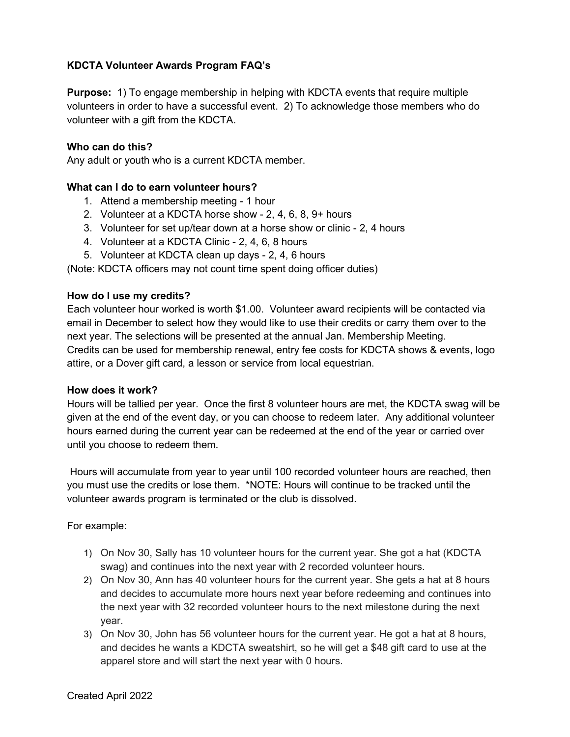**KDCTA Volunteer Awards Program FAQ's**

**Purpose:** 1) To engage membership in helping with KDCTA events that require multiple volunteers in order to have a successful event. 2) To acknowledge those members who do volunteer with a gift from the KDCTA.

**Who can do this?**

Any adult or youth who is a current KDCTA member.

**What can I do to earn volunteer hours?**

1. Attend a membership meeting - 1 hour
2. Volunteer at a KDCTA horse show - 2, 4, 6, 8, 9+ hours
3. Volunteer for set up/tear down at a horse show or clinic - 2, 4 hours
4. Volunteer at a KDCTA Clinic - 2, 4, 6, 8 hours
5. Volunteer at KDCTA clean up days - 2, 4, 6 hours

(Note: KDCTA officers may not count time spent doing officer duties)

**How do I use my credits?**

Each volunteer hour worked is worth $1.00. Volunteer award recipients will be contacted via email in December to select how they would like to use their credits or carry them over to the next year. The selections will be presented at the annual Jan. Membership Meeting. Credits can be used for membership renewal, entry fee costs for KDCTA shows & events, logo attire, or a Dover gift card, a lesson or service from local equestrian.

**How does it work?**

Hours will be tallied per year. Once the first 8 volunteer hours are met, the KDCTA swag will be given at the end of the event day, or you can choose to redeem later. Any additional volunteer hours earned during the current year can be redeemed at the end of the year or carried over until you choose to redeem them.

Hours will accumulate from year to year until 100 recorded volunteer hours are reached, then you must use the credits or lose them. *NOTE: Hours will continue to be tracked until the volunteer awards program is terminated or the club is dissolved.

For example:

1) On Nov 30, Sally has 10 volunteer hours for the current year. She got a hat (KDCTA swag) and continues into the next year with 2 recorded volunteer hours.
2) On Nov 30, Ann has 40 volunteer hours for the current year. She gets a hat at 8 hours and decides to accumulate more hours next year before redeeming and continues into the next year with 32 recorded volunteer hours to the next milestone during the next year.
3) On Nov 30, John has 56 volunteer hours for the current year. He got a hat at 8 hours, and decides he wants a KDCTA sweatshirt, so he will get a $48 gift card to use at the apparel store and will start the next year with 0 hours.

Created April 2022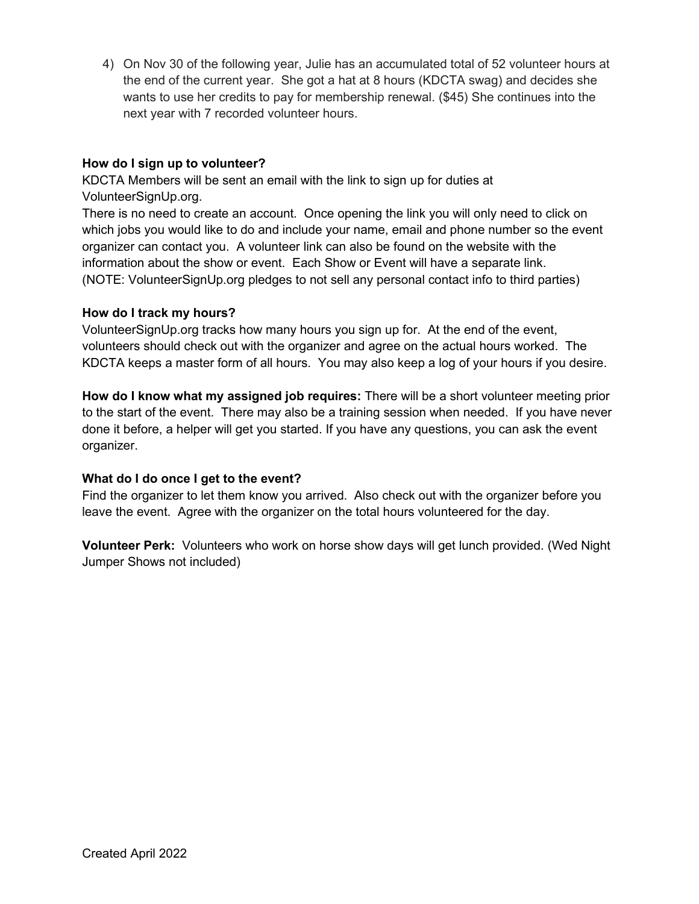4) On Nov 30 of the following year, Julie has an accumulated total of 52 volunteer hours at the end of the current year. She got a hat at 8 hours (KDCTA swag) and decides she wants to use her credits to pay for membership renewal. ($45) She continues into the next year with 7 recorded volunteer hours.

**How do I sign up to volunteer?**
KDCTA Members will be sent an email with the link to sign up for duties at VolunteerSignUp.org.
There is no need to create an account. Once opening the link you will only need to click on which jobs you would like to do and include your name, email and phone number so the event organizer can contact you. A volunteer link can also be found on the website with the information about the show or event. Each Show or Event will have a separate link.
(NOTE: VolunteerSignUp.org pledges to not sell any personal contact info to third parties)

**How do I track my hours?**
VolunteerSignUp.org tracks how many hours you sign up for. At the end of the event, volunteers should check out with the organizer and agree on the actual hours worked. The KDCTA keeps a master form of all hours. You may also keep a log of your hours if you desire.

**How do I know what my assigned job requires:** There will be a short volunteer meeting prior to the start of the event. There may also be a training session when needed. If you have never done it before, a helper will get you started. If you have any questions, you can ask the event organizer.

**What do I do once I get to the event?**
Find the organizer to let them know you arrived. Also check out with the organizer before you leave the event. Agree with the organizer on the total hours volunteered for the day.

**Volunteer Perk:** Volunteers who work on horse show days will get lunch provided. (Wed Night Jumper Shows not included)

Created April 2022